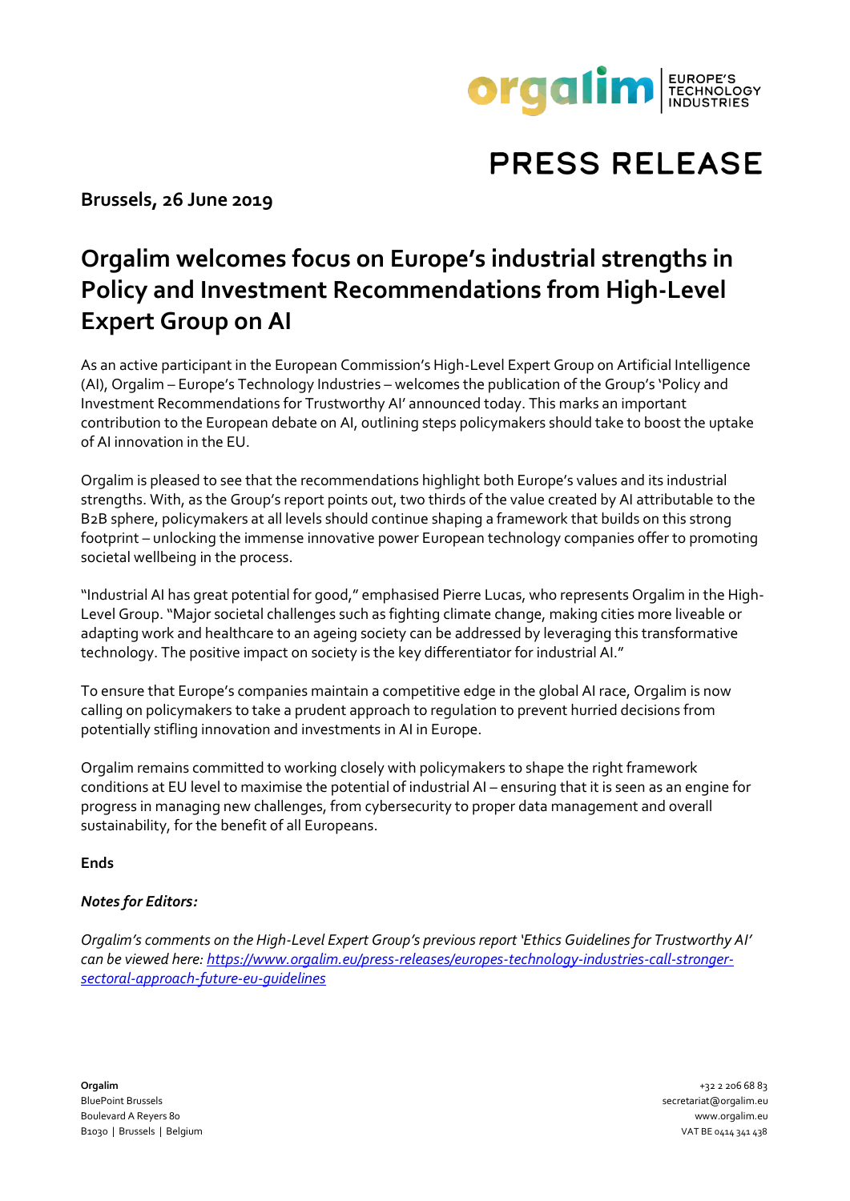# PRESS RELEASE

**Brussels, 26 June 2019**

## Orgalim welcomes focus on Europe's industrial strengths in Policy and Investment Recommendations from High-Level Expert Group on AI

As an active participant in the European Commission's High-Level Expert Group on Artificial Intelligence (AI), Orgalim – Europe's Technology Industries – welcomes the publication of the Group's 'Policy and Investment Recommendations for Trustworthy AI' announced today. This marks an important contribution to the European debate on AI, outlining steps policymakers should take to boost the uptake of AI innovation in the EU.

Orgalim is pleased to see that the recommendations highlight both Europe's values and its industrial strengths. With, as the Group's report points out, two thirds of the value created by AI attributable to the B2B sphere, policymakers at all levels should continue shaping a framework that builds on this strong footprint – unlocking the immense innovative power European technology companies offer to promoting societal wellbeing in the process.

"Industrial AI has great potential for good," emphasised Pierre Lucas, who represents Orgalim in the High-Level Group. "Major societal challenges such as fighting climate change, making cities more liveable or adapting work and healthcare to an ageing society can be addressed by leveraging this transformative technology. The positive impact on society is the key differentiator for industrial AI."

To ensure that Europe's companies maintain a competitive edge in the global AI race, Orgalim is now calling on policymakers to take a prudent approach to regulation to prevent hurried decisions from potentially stifling innovation and investments in AI in Europe.

Orgalim remains committed to working closely with policymakers to shape the right framework conditions at EU level to maximise the potential of industrial AI – ensuring that it is seen as an engine for progress in managing new challenges, from cybersecurity to proper data management and overall sustainability, for the benefit of all Europeans.

**Ends**

***Notes for Editors:***

*Orgalim's comments on the High-Level Expert Group's previous report 'Ethics Guidelines for Trustworthy AI' can be viewed here: [https://www.orgalim.eu/press-releases/europes-technology-industries-call-stronger-sectoral-approach-future-eu-guidelines](https://www.orgalim.eu/press-releases/europes-technology-industries-call-stronger-sectoral-approach-future-eu-guidelines)*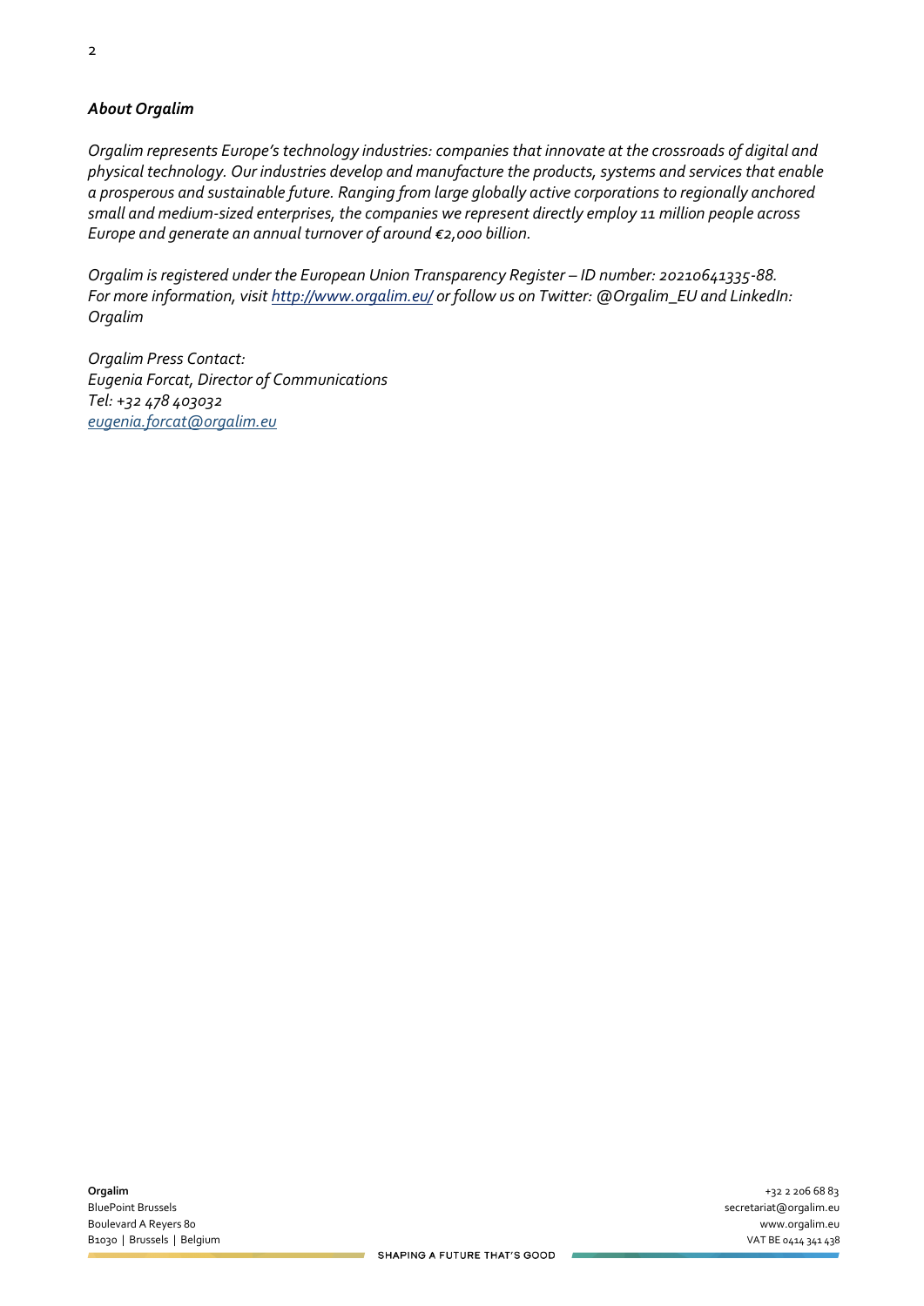***About Orgalim***

*Orgalim represents Europe's technology industries: companies that innovate at the crossroads of digital and physical technology. Our industries develop and manufacture the products, systems and services that enable a prosperous and sustainable future. Ranging from large globally active corporations to regionally anchored small and medium-sized enterprises, the companies we represent directly employ 11 million people across Europe and generate an annual turnover of around €2,000 billion.*

*Orgalim is registered under the European Union Transparency Register – ID number: 20210641335-88. For more information, visit [http://www.orgalim.eu/](http://www.orgalim.eu/) or follow us on Twitter: @Orgalim_EU and LinkedIn: Orgalim*

*Orgalim Press Contact:*
*Eugenia Forcat, Director of Communications*
*Tel: +32 478 403032*
*[eugenia.forcat@orgalim.eu](mailto:eugenia.forcat@orgalim.eu)*

**Orgalim**
BluePoint Brussels
Boulevard A Reyers 80
B1030 | Brussels | Belgium

+32 2 206 68 83
secretariat@orgalim.eu
www.orgalim.eu
VAT BE 0414 341 438

SHAPING A FUTURE THAT'S GOOD